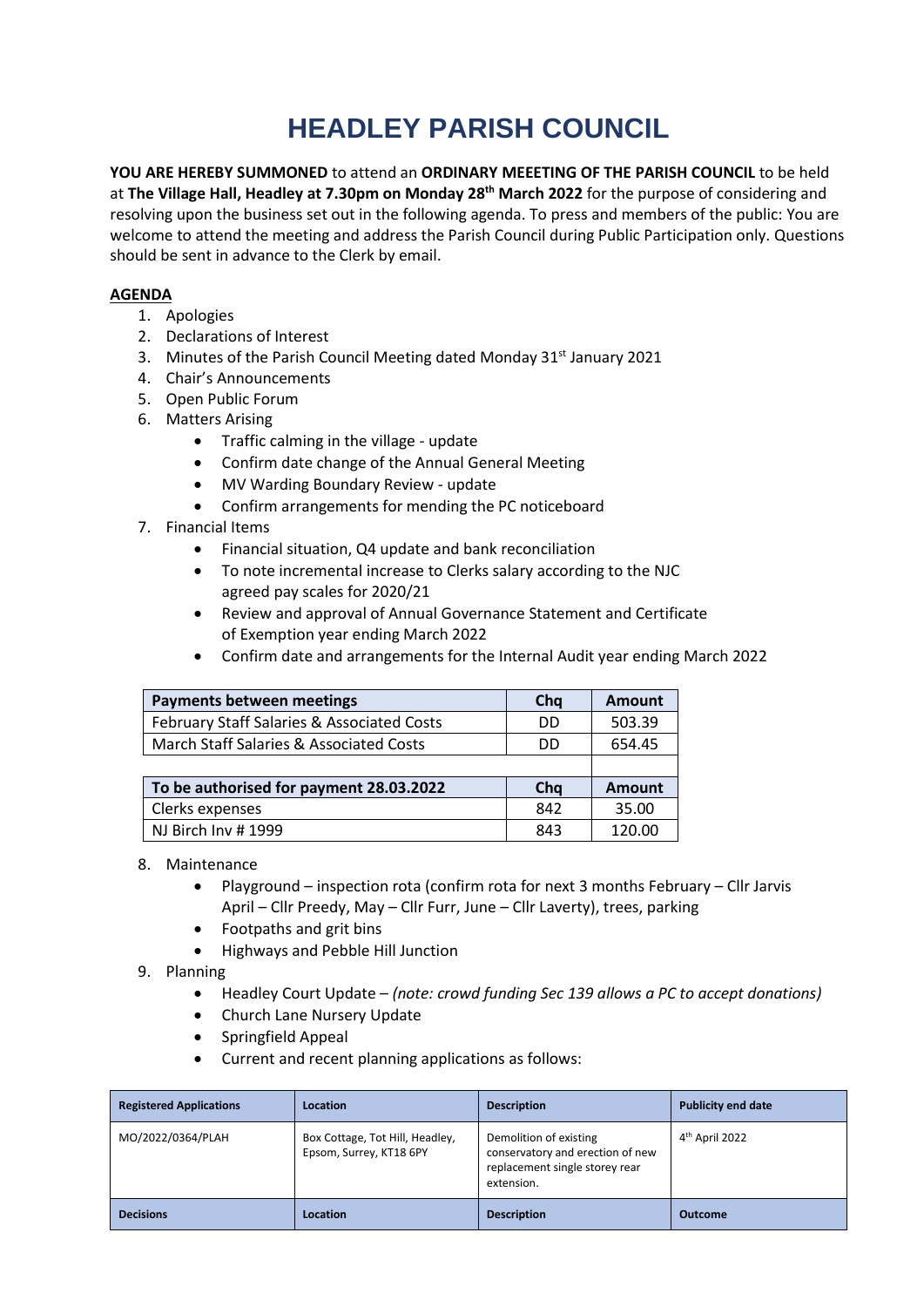# HEADLEY PARISH COUNCIL

**YOU ARE HEREBY SUMMONED** to attend an **ORDINARY MEEETING OF THE PARISH COUNCIL** to be held at **The Village Hall, Headley at 7.30pm on Monday 28th March 2022** for the purpose of considering and resolving upon the business set out in the following agenda. To press and members of the public: You are welcome to attend the meeting and address the Parish Council during Public Participation only. Questions should be sent in advance to the Clerk by email.

**AGENDA**

1. Apologies
2. Declarations of Interest
3. Minutes of the Parish Council Meeting dated Monday 31st January 2021
4. Chair's Announcements
5. Open Public Forum
6. Matters Arising
   - Traffic calming in the village - update
   - Confirm date change of the Annual General Meeting
   - MV Warding Boundary Review - update
   - Confirm arrangements for mending the PC noticeboard
7. Financial Items
   - Financial situation, Q4 update and bank reconciliation
   - To note incremental increase to Clerks salary according to the NJC agreed pay scales for 2020/21
   - Review and approval of Annual Governance Statement and Certificate of Exemption year ending March 2022
   - Confirm date and arrangements for the Internal Audit year ending March 2022

| Payments between meetings | Chq | Amount |
|---|---|---|
| February Staff Salaries & Associated Costs | DD | 503.39 |
| March Staff Salaries & Associated Costs | DD | 654.45 |
| | | |
| **To be authorised for payment 28.03.2022** | **Chq** | **Amount** |
| Clerks expenses | 842 | 35.00 |
| NJ Birch Inv # 1999 | 843 | 120.00 |

8. Maintenance
   - Playground – inspection rota (confirm rota for next 3 months February – Cllr Jarvis April – Cllr Preedy, May – Cllr Furr, June – Cllr Laverty), trees, parking
   - Footpaths and grit bins
   - Highways and Pebble Hill Junction
9. Planning
   - Headley Court Update – *(note: crowd funding Sec 139 allows a PC to accept donations)*
   - Church Lane Nursery Update
   - Springfield Appeal
   - Current and recent planning applications as follows:

| Registered Applications | Location | Description | Publicity end date |
|---|---|---|---|
| MO/2022/0364/PLAH | Box Cottage, Tot Hill, Headley, Epsom, Surrey, KT18 6PY | Demolition of existing conservatory and erection of new replacement single storey rear extension. | 4th April 2022 |
| **Decisions** | **Location** | **Description** | **Outcome** |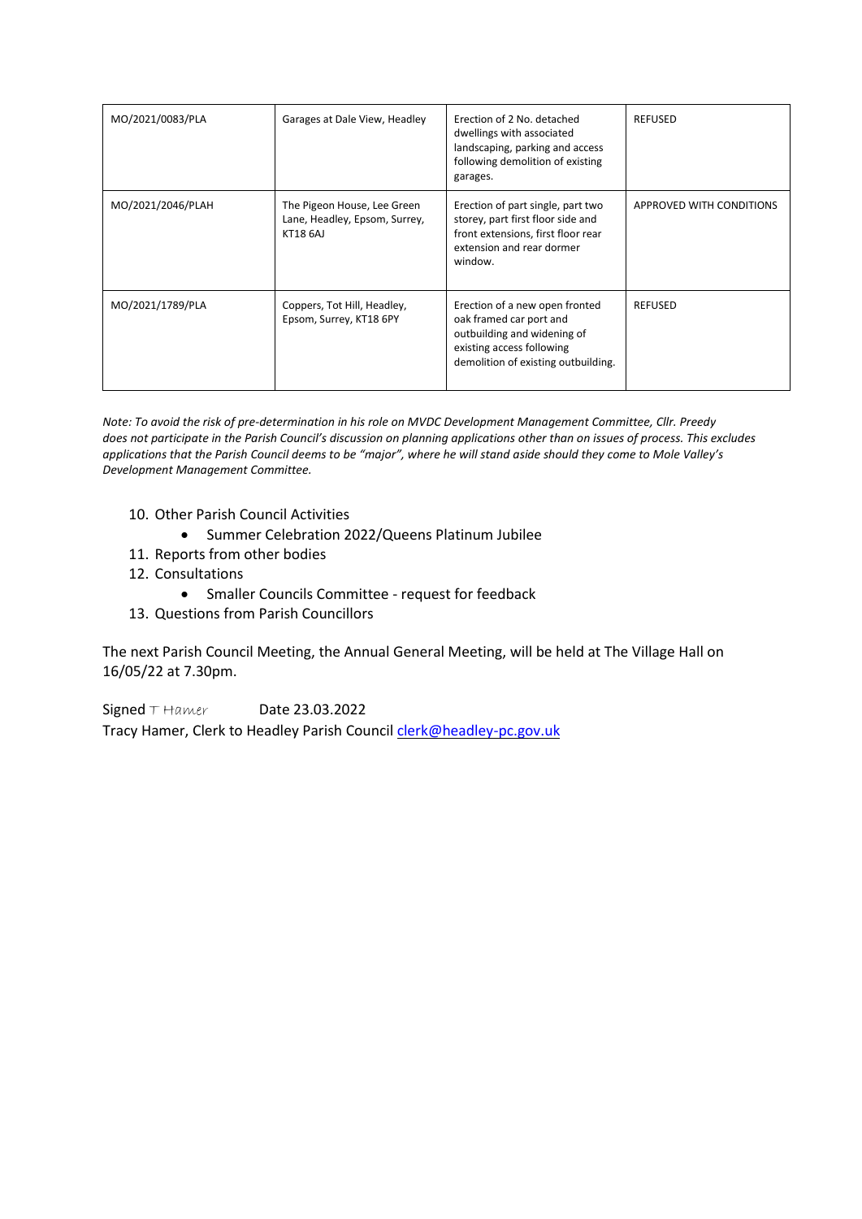| | | | |
|---|---|---|---|
| MO/2021/0083/PLA | Garages at Dale View, Headley | Erection of 2 No. detached dwellings with associated landscaping, parking and access following demolition of existing garages. | REFUSED |
| MO/2021/2046/PLAH | The Pigeon House, Lee Green Lane, Headley, Epsom, Surrey, KT18 6AJ | Erection of part single, part two storey, part first floor side and front extensions, first floor rear extension and rear dormer window. | APPROVED WITH CONDITIONS |
| MO/2021/1789/PLA | Coppers, Tot Hill, Headley, Epsom, Surrey, KT18 6PY | Erection of a new open fronted oak framed car port and outbuilding and widening of existing access following demolition of existing outbuilding. | REFUSED |

*Note: To avoid the risk of pre-determination in his role on MVDC Development Management Committee, Cllr. Preedy does not participate in the Parish Council's discussion on planning applications other than on issues of process. This excludes applications that the Parish Council deems to be "major", where he will stand aside should they come to Mole Valley's Development Management Committee.*

10. Other Parish Council Activities
    - Summer Celebration 2022/Queens Platinum Jubilee
11. Reports from other bodies
12. Consultations
    - Smaller Councils Committee - request for feedback
13. Questions from Parish Councillors

The next Parish Council Meeting, the Annual General Meeting, will be held at The Village Hall on 16/05/22 at 7.30pm.

Signed T Hamer Date 23.03.2022
Tracy Hamer, Clerk to Headley Parish Council clerk@headley-pc.gov.uk